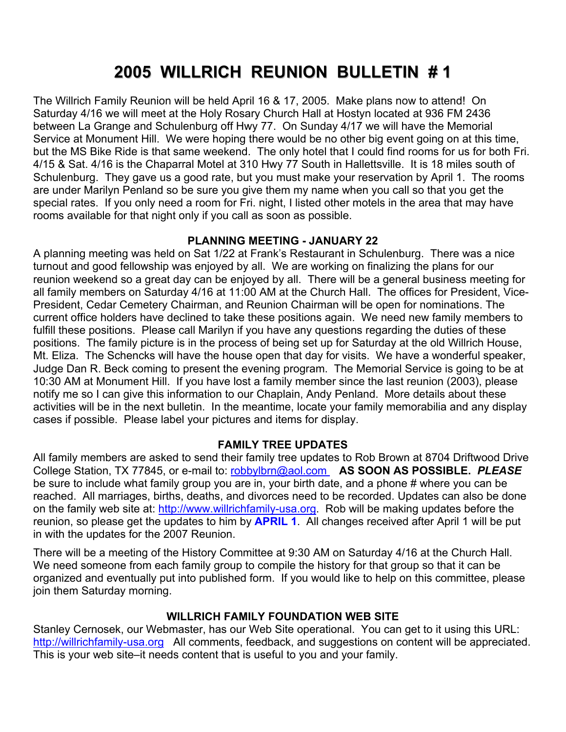# 2005 WILLRICH REUNION BULLETIN # 1

The Willrich Family Reunion will be held April 16 & 17, 2005. Make plans now to attend! On Saturday 4/16 we will meet at the Holy Rosary Church Hall at Hostyn located at 936 FM 2436 between La Grange and Schulenburg off Hwy 77. On Sunday 4/17 we will have the Memorial Service at Monument Hill. We were hoping there would be no other big event going on at this time, but the MS Bike Ride is that same weekend. The only hotel that I could find rooms for us for both Fri. 4/15 & Sat. 4/16 is the Chaparral Motel at 310 Hwy 77 South in Hallettsville. It is 18 miles south of Schulenburg. They gave us a good rate, but you must make your reservation by April 1. The rooms are under Marilyn Penland so be sure you give them my name when you call so that you get the special rates. If you only need a room for Fri. night, I listed other motels in the area that may have rooms available for that night only if you call as soon as possible.

### PLANNING MEETING - JANUARY 22

A planning meeting was held on Sat 1/22 at Frank's Restaurant in Schulenburg. There was a nice turnout and good fellowship was enjoyed by all. We are working on finalizing the plans for our reunion weekend so a great day can be enjoyed by all. There will be a general business meeting for all family members on Saturday 4/16 at 11:00 AM at the Church Hall. The offices for President, Vice-President, Cedar Cemetery Chairman, and Reunion Chairman will be open for nominations. The current office holders have declined to take these positions again. We need new family members to fulfill these positions. Please call Marilyn if you have any questions regarding the duties of these positions. The family picture is in the process of being set up for Saturday at the old Willrich House, Mt. Eliza. The Schencks will have the house open that day for visits. We have a wonderful speaker, Judge Dan R. Beck coming to present the evening program. The Memorial Service is going to be at 10:30 AM at Monument Hill. If you have lost a family member since the last reunion (2003), please notify me so I can give this information to our Chaplain, Andy Penland. More details about these activities will be in the next bulletin. In the meantime, locate your family memorabilia and any display cases if possible. Please label your pictures and items for display.

### FAMILY TREE UPDATES

All family members are asked to send their family tree updates to Rob Brown at 8704 Driftwood Drive College Station, TX 77845, or e-mail to: robbylbrn@aol.com **AS SOON AS POSSIBLE.** ***PLEASE*** be sure to include what family group you are in, your birth date, and a phone # where you can be reached. All marriages, births, deaths, and divorces need to be recorded. Updates can also be done on the family web site at: http://www.willrichfamily-usa.org. Rob will be making updates before the reunion, so please get the updates to him by **APRIL 1**. All changes received after April 1 will be put in with the updates for the 2007 Reunion.

There will be a meeting of the History Committee at 9:30 AM on Saturday 4/16 at the Church Hall. We need someone from each family group to compile the history for that group so that it can be organized and eventually put into published form. If you would like to help on this committee, please join them Saturday morning.

### WILLRICH FAMILY FOUNDATION WEB SITE

Stanley Cernosek, our Webmaster, has our Web Site operational. You can get to it using this URL: http://willrichfamily-usa.org All comments, feedback, and suggestions on content will be appreciated. This is your web site–it needs content that is useful to you and your family.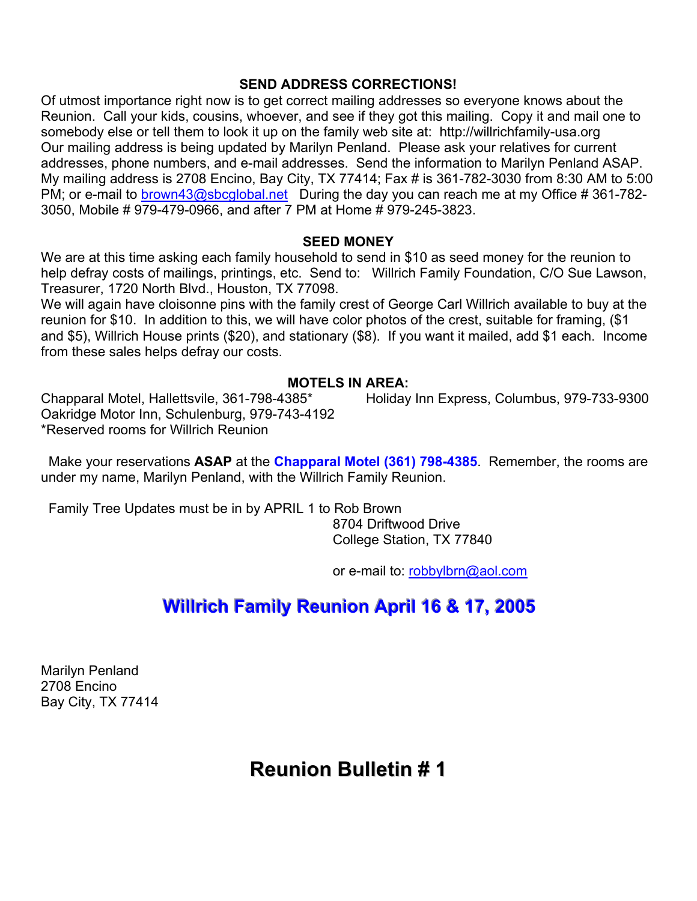## SEND ADDRESS CORRECTIONS!

Of utmost importance right now is to get correct mailing addresses so everyone knows about the Reunion. Call your kids, cousins, whoever, and see if they got this mailing. Copy it and mail one to somebody else or tell them to look it up on the family web site at: http://willrichfamily-usa.org
Our mailing address is being updated by Marilyn Penland. Please ask your relatives for current addresses, phone numbers, and e-mail addresses. Send the information to Marilyn Penland ASAP. My mailing address is 2708 Encino, Bay City, TX 77414; Fax # is 361-782-3030 from 8:30 AM to 5:00 PM; or e-mail to brown43@sbcglobal.net During the day you can reach me at my Office # 361-782-3050, Mobile # 979-479-0966, and after 7 PM at Home # 979-245-3823.

## SEED MONEY

We are at this time asking each family household to send in $10 as seed money for the reunion to help defray costs of mailings, printings, etc. Send to: Willrich Family Foundation, C/O Sue Lawson, Treasurer, 1720 North Blvd., Houston, TX 77098.
We will again have cloisonne pins with the family crest of George Carl Willrich available to buy at the reunion for $10. In addition to this, we will have color photos of the crest, suitable for framing, ($1 and $5), Willrich House prints ($20), and stationary ($8). If you want it mailed, add $1 each. Income from these sales helps defray our costs.

## MOTELS IN AREA:

Chapparal Motel, Hallettsvile, 361-798-4385*
Oakridge Motor Inn, Schulenburg, 979-743-4192
Holiday Inn Express, Columbus, 979-733-9300
*Reserved rooms for Willrich Reunion

Make your reservations **ASAP** at the **Chapparal Motel (361) 798-4385**. Remember, the rooms are under my name, Marilyn Penland, with the Willrich Family Reunion.

Family Tree Updates must be in by APRIL 1 to Rob Brown
8704 Driftwood Drive
College Station, TX 77840

or e-mail to: robbylbrn@aol.com

# Willrich Family Reunion April 16 & 17, 2005

Marilyn Penland
2708 Encino
Bay City, TX 77414

# Reunion Bulletin # 1